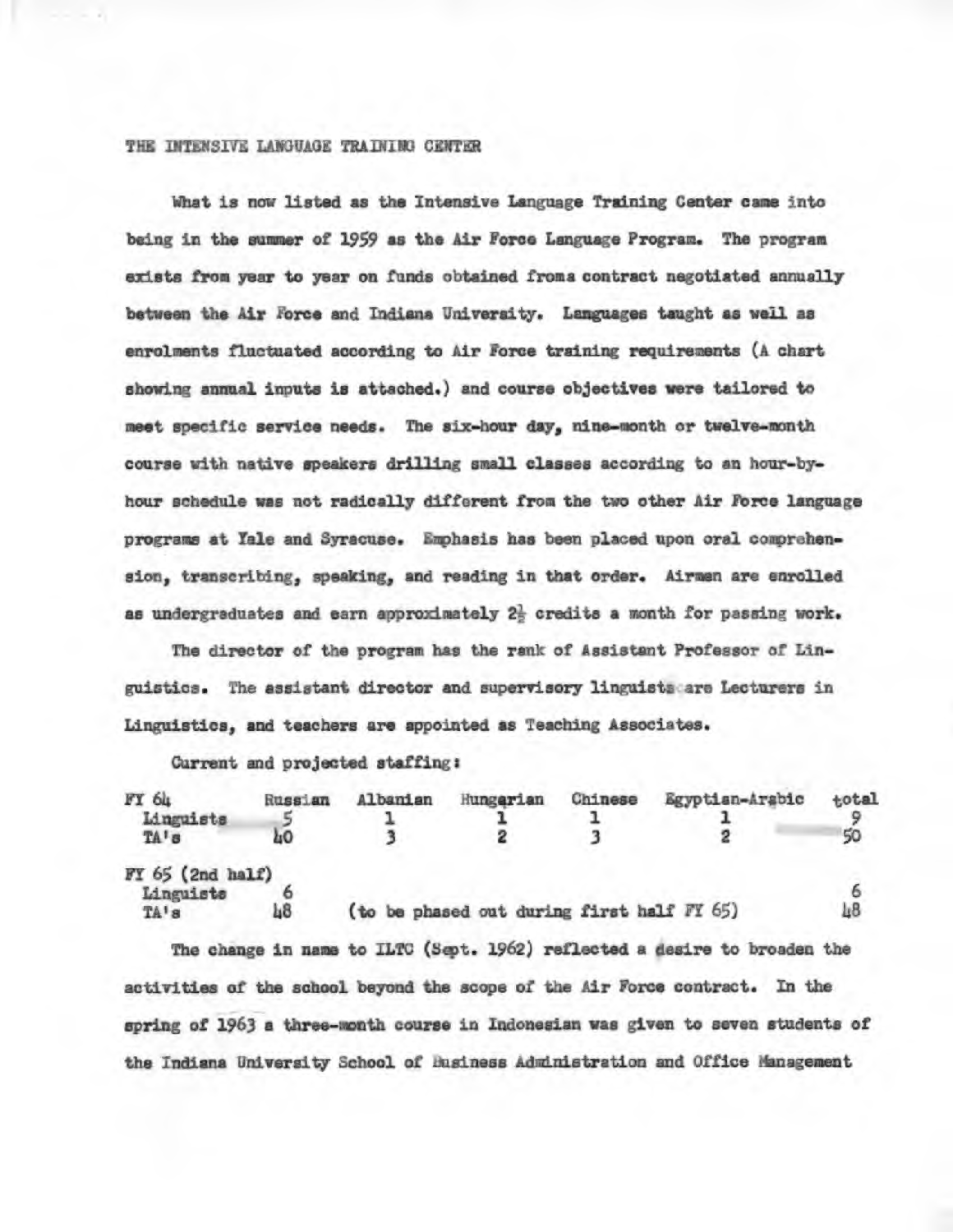THE INTENSIVE LANGUAGE TRAINING CENTER

What is now listed as the Intensive Language Training Center came into being in the summer of 1959 as the Air Force Language Program. The program exists from year to year on funds obtained froma contract negotiated annually between the Air Force and Indiana University. Languages taught as well as enrolments fluctuated according to Air Force training requirements (A chart showing annual inputs is attached.) and course objectives were tailored to meet specific service needs. The six-hour day, nine-month or twelve-month course with native speakers drilling small classes according to an hour-by-hour schedule was not radically different from the two other Air Force language programs at Yale and Syracuse. Emphasis has been placed upon oral comprehension, transcribing, speaking, and reading in that order. Airmen are enrolled as undergraduates and earn approximately 2½ credits a month for passing work.

The director of the program has the rank of Assistant Professor of Linguistics. The assistant director and supervisory linguists are Lecturers in Linguistics, and teachers are appointed as Teaching Associates.

Current and projected staffing:

| FY 64 | Russian | Albanian | Hungarian | Chinese | Egyptian-Arabic | total |
|---|---|---|---|---|---|---|
| Linguists | 5 | 1 | 1 | 1 | 1 | 9 |
| TA's | 40 | 3 | 2 | 3 | 2 | 50 |
| FY 65 (2nd half) | | | | | | |
| Linguists | 6 | | | | | 6 |
| TA's | 48 | (to be phased out during first half FY 65) | | | | 48 |

The change in name to ILTC (Sept. 1962) reflected a desire to broaden the activities of the school beyond the scope of the Air Force contract. In the spring of 1963 a three-month course in Indonesian was given to seven students of the Indiana University School of Business Administration and Office Management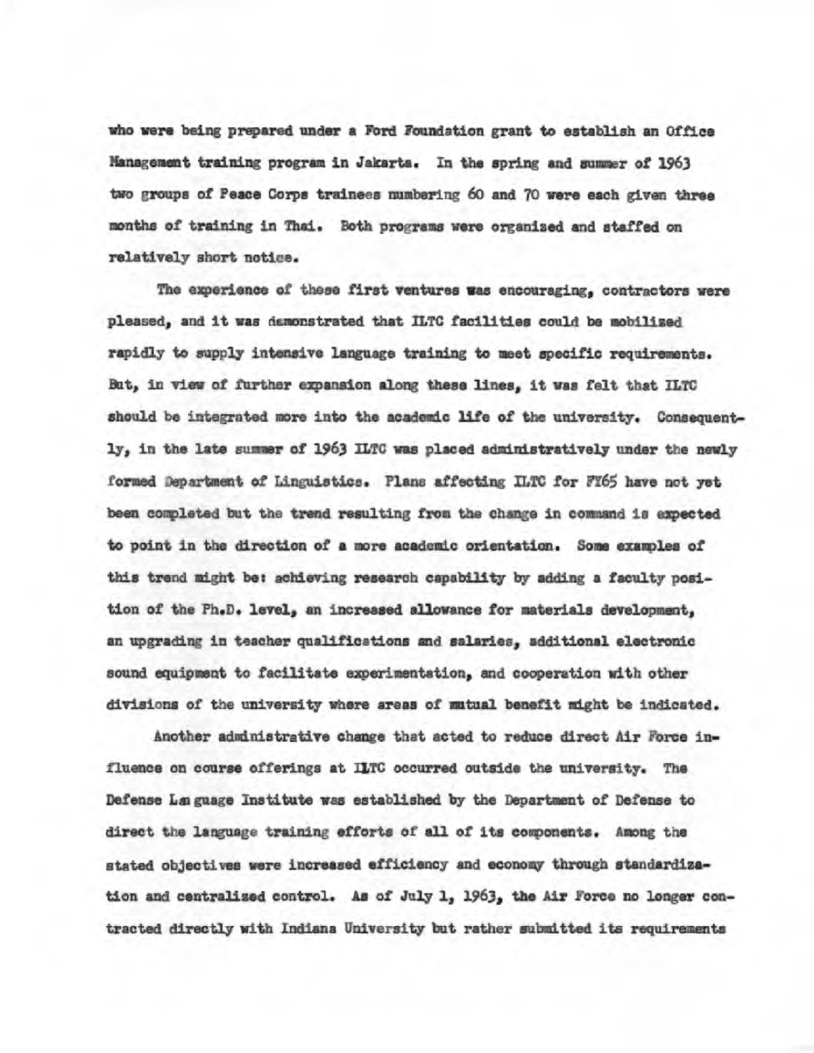who were being prepared under a Ford Foundation grant to establish an Office Management training program in Jakarta. In the spring and summer of 1963 two groups of Peace Corps trainees numbering 60 and 70 were each given three months of training in Thai. Both programs were organized and staffed on relatively short notice.

The experience of these first ventures was encouraging, contractors were pleased, and it was demonstrated that ILTC facilities could be mobilized rapidly to supply intensive language training to meet specific requirements. But, in view of further expansion along these lines, it was felt that ILTC should be integrated more into the academic life of the university. Consequently, in the late summer of 1963 ILTC was placed administratively under the newly formed Department of Linguistics. Plans affecting ILTC for FY65 have not yet been completed but the trend resulting from the change in command is expected to point in the direction of a more academic orientation. Some examples of this trend might be: achieving research capability by adding a faculty position of the Ph.D. level, an increased allowance for materials development, an upgrading in teacher qualifications and salaries, additional electronic sound equipment to facilitate experimentation, and cooperation with other divisions of the university where areas of mutual benefit might be indicated.

Another administrative change that acted to reduce direct Air Force influence on course offerings at ILTC occurred outside the university. The Defense Language Institute was established by the Department of Defense to direct the language training efforts of all of its components. Among the stated objectives were increased efficiency and economy through standardization and centralized control. As of July 1, 1963, the Air Force no longer contracted directly with Indiana University but rather submitted its requirements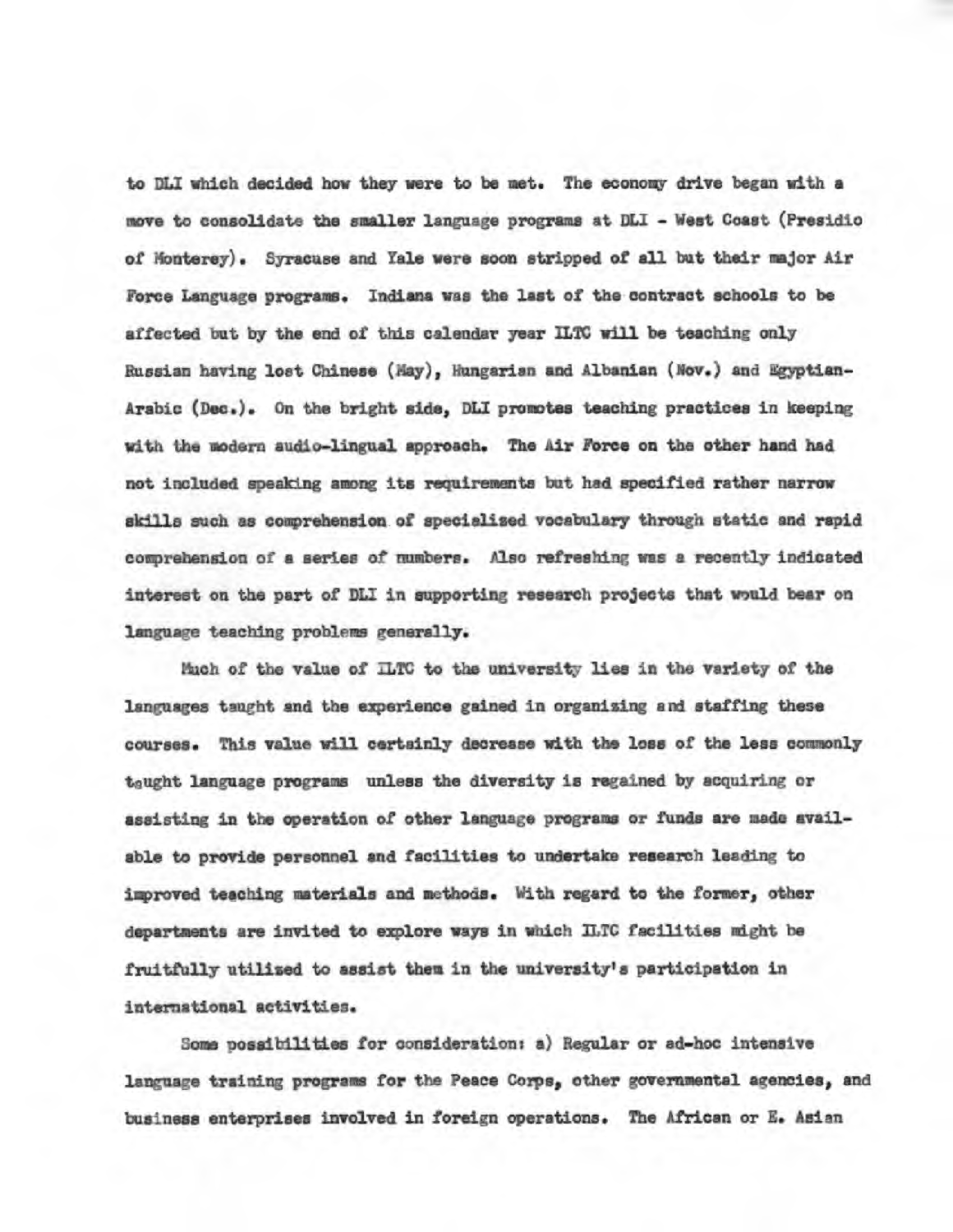to DLI which decided how they were to be met. The economy drive began with a move to consolidate the smaller language programs at DLI - West Coast (Presidio of Monterey). Syracuse and Yale were soon stripped of all but their major Air Force Language programs. Indiana was the last of the contract schools to be affected but by the end of this calendar year ILTC will be teaching only Russian having lost Chinese (May), Hungarian and Albanian (Nov.) and Egyptian-Arabic (Dec.). On the bright side, DLI promotes teaching practices in keeping with the modern audio-lingual approach. The Air Force on the other hand had not included speaking among its requirements but had specified rather narrow skills such as comprehension of specialized vocabulary through static and rapid comprehension of a series of numbers. Also refreshing was a recently indicated interest on the part of DLI in supporting research projects that would bear on language teaching problems generally.

Much of the value of ILTC to the university lies in the variety of the languages taught and the experience gained in organizing and staffing these courses. This value will certainly decrease with the loss of the less commonly taught language programs unless the diversity is regained by acquiring or assisting in the operation of other language programs or funds are made available to provide personnel and facilities to undertake research leading to improved teaching materials and methods. With regard to the former, other departments are invited to explore ways in which ILTC facilities might be fruitfully utilized to assist them in the university's participation in international activities.

Some possibilities for consideration: a) Regular or ad-hoc intensive language training programs for the Peace Corps, other governmental agencies, and business enterprises involved in foreign operations. The African or E. Asian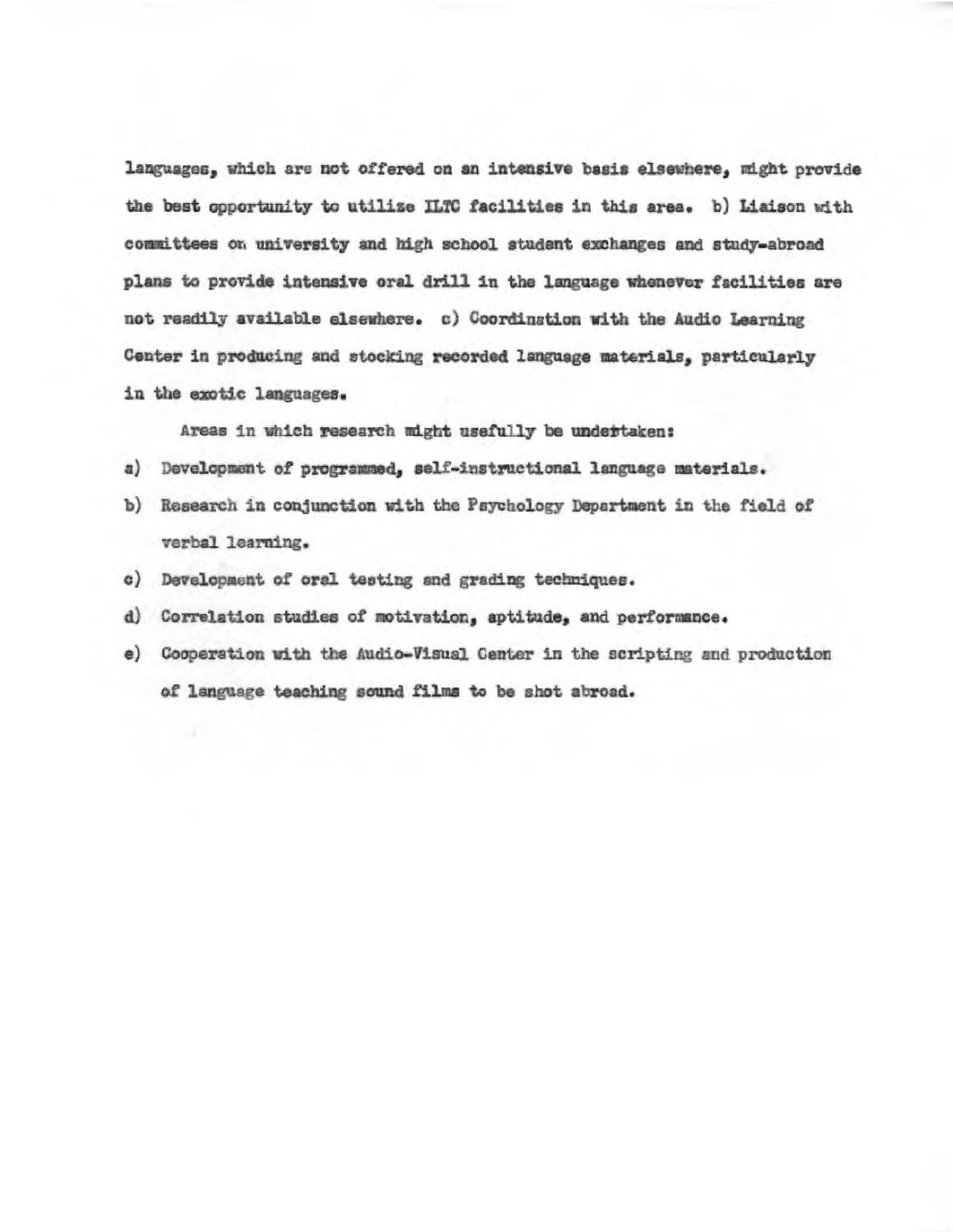languages, which are not offered on an intensive basis elsewhere, might provide the best opportunity to utilize ILTC facilities in this area. b) Liaison with committees on university and high school student exchanges and study-abroad plans to provide intensive oral drill in the language whenever facilities are not readily available elsewhere. c) Coordination with the Audio Learning Center in producing and stocking recorded language materials, particularly in the exotic languages.

Areas in which research might usefully be undertaken:

a) Development of programmed, self-instructional language materials.

b) Research in conjunction with the Psychology Department in the field of verbal learning.

c) Development of oral testing and grading techniques.

d) Correlation studies of motivation, aptitude, and performance.

e) Cooperation with the Audio-Visual Center in the scripting and production of language teaching sound films to be shot abroad.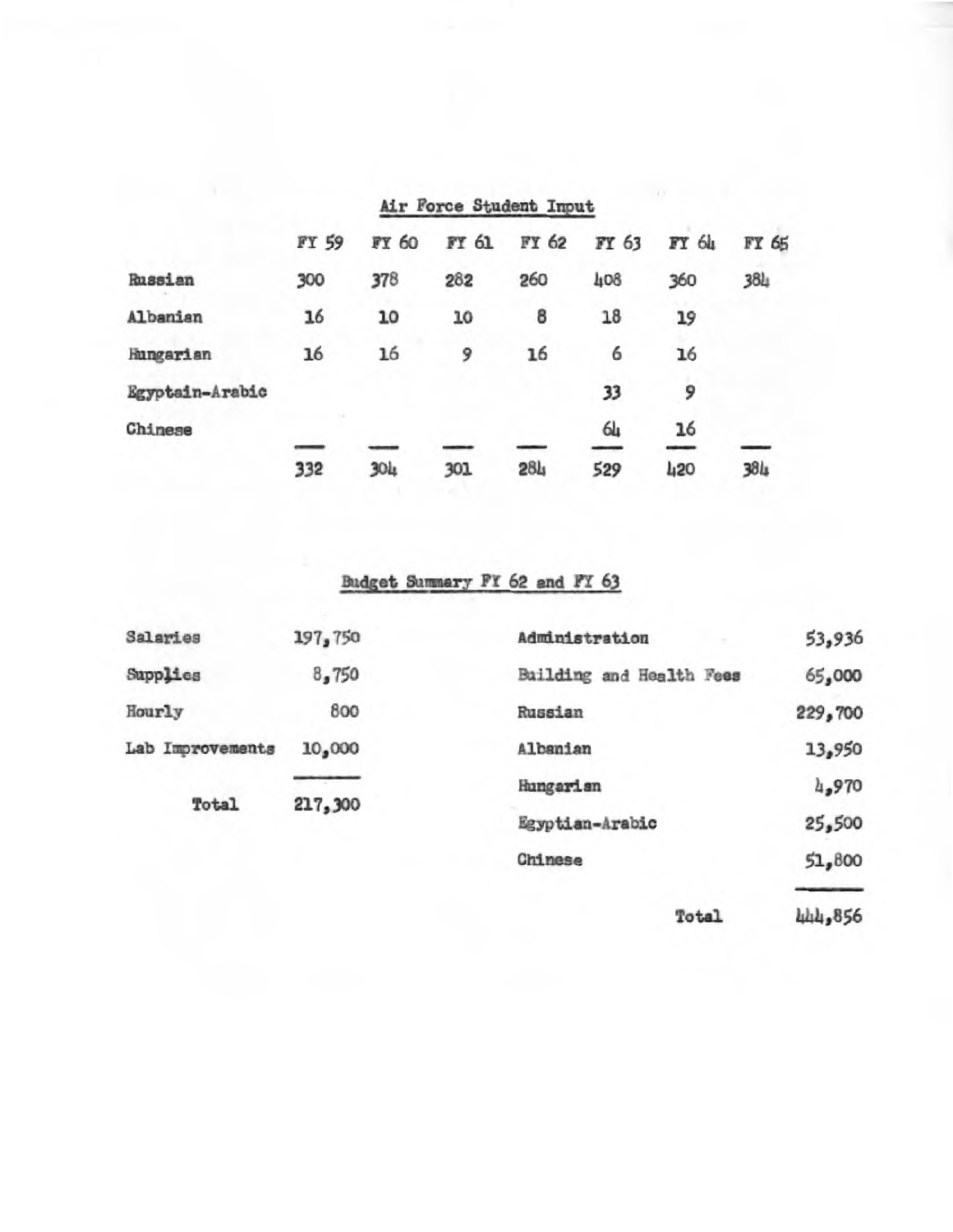## Air Force Student Input

| | FY 59 | FY 60 | FY 61 | FY 62 | FY 63 | FY 64 | FY 65 |
|---|---|---|---|---|---|---|---|
| Russian | 300 | 378 | 282 | 260 | 408 | 360 | 384 |
| Albanian | 16 | 10 | 10 | 8 | 18 | 19 | |
| Hungarian | 16 | 16 | 9 | 16 | 6 | 16 | |
| Egyptain-Arabic | | | | | 33 | 9 | |
| Chinese | | | | | 64 | 16 | |
| | 332 | 304 | 301 | 284 | 529 | 420 | 384 |

## Budget Summary FY 62 and FY 63

| | |
|---|---|
| Salaries | 197,750 |
| Supplies | 8,750 |
| Hourly | 800 |
| Lab Improvements | 10,000 |
| Total | 217,300 |

| | |
|---|---|
| Administration | 53,936 |
| Building and Health Fees | 65,000 |
| Russian | 229,700 |
| Albanian | 13,950 |
| Hungarian | 4,970 |
| Egyptian-Arabic | 25,500 |
| Chinese | 51,800 |
| Total | 444,856 |